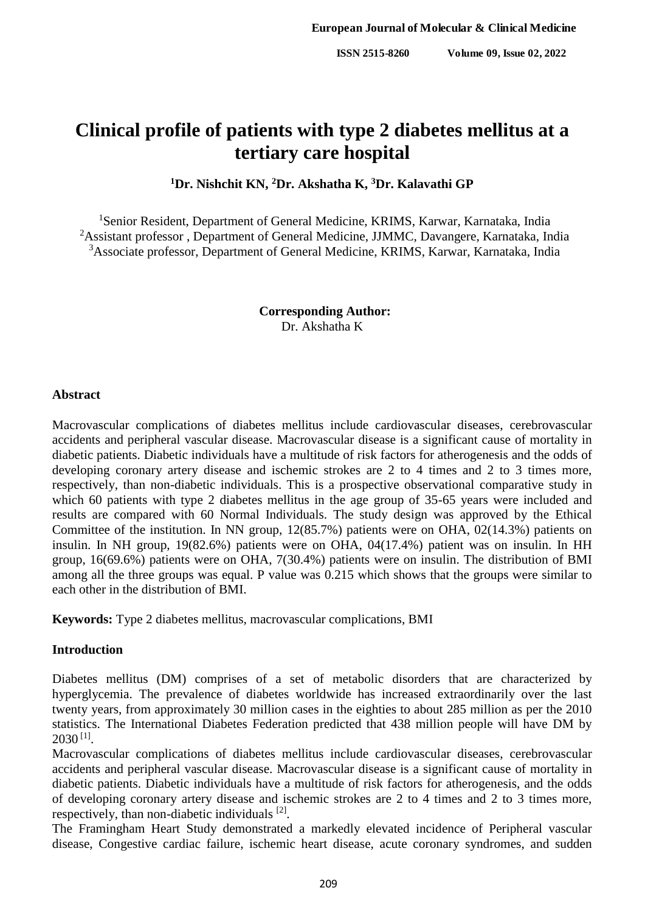# Clinical profile of patients with type 2 diabetes mellitus at a tertiary care hospital

**[1]Dr. Nishchit KN, [2]Dr. Akshatha K, [3]Dr. Kalavathi GP**

[1]Senior Resident, Department of General Medicine, KRIMS, Karwar, Karnataka, India
[2]Assistant professor , Department of General Medicine, JJMMC, Davangere, Karnataka, India
[3]Associate professor, Department of General Medicine, KRIMS, Karwar, Karnataka, India

**Corresponding Author:**
Dr. Akshatha K

## Abstract

Macrovascular complications of diabetes mellitus include cardiovascular diseases, cerebrovascular accidents and peripheral vascular disease. Macrovascular disease is a significant cause of mortality in diabetic patients. Diabetic individuals have a multitude of risk factors for atherogenesis and the odds of developing coronary artery disease and ischemic strokes are 2 to 4 times and 2 to 3 times more, respectively, than non-diabetic individuals. This is a prospective observational comparative study in which 60 patients with type 2 diabetes mellitus in the age group of 35-65 years were included and results are compared with 60 Normal Individuals. The study design was approved by the Ethical Committee of the institution. In NN group, 12(85.7%) patients were on OHA, 02(14.3%) patients on insulin. In NH group, 19(82.6%) patients were on OHA, 04(17.4%) patient was on insulin. In HH group, 16(69.6%) patients were on OHA, 7(30.4%) patients were on insulin. The distribution of BMI among all the three groups was equal. P value was 0.215 which shows that the groups were similar to each other in the distribution of BMI.

**Keywords:** Type 2 diabetes mellitus, macrovascular complications, BMI

## Introduction

Diabetes mellitus (DM) comprises of a set of metabolic disorders that are characterized by hyperglycemia. The prevalence of diabetes worldwide has increased extraordinarily over the last twenty years, from approximately 30 million cases in the eighties to about 285 million as per the 2010 statistics. The International Diabetes Federation predicted that 438 million people will have DM by 2030 [1].

Macrovascular complications of diabetes mellitus include cardiovascular diseases, cerebrovascular accidents and peripheral vascular disease. Macrovascular disease is a significant cause of mortality in diabetic patients. Diabetic individuals have a multitude of risk factors for atherogenesis, and the odds of developing coronary artery disease and ischemic strokes are 2 to 4 times and 2 to 3 times more, respectively, than non-diabetic individuals [2].

The Framingham Heart Study demonstrated a markedly elevated incidence of Peripheral vascular disease, Congestive cardiac failure, ischemic heart disease, acute coronary syndromes, and sudden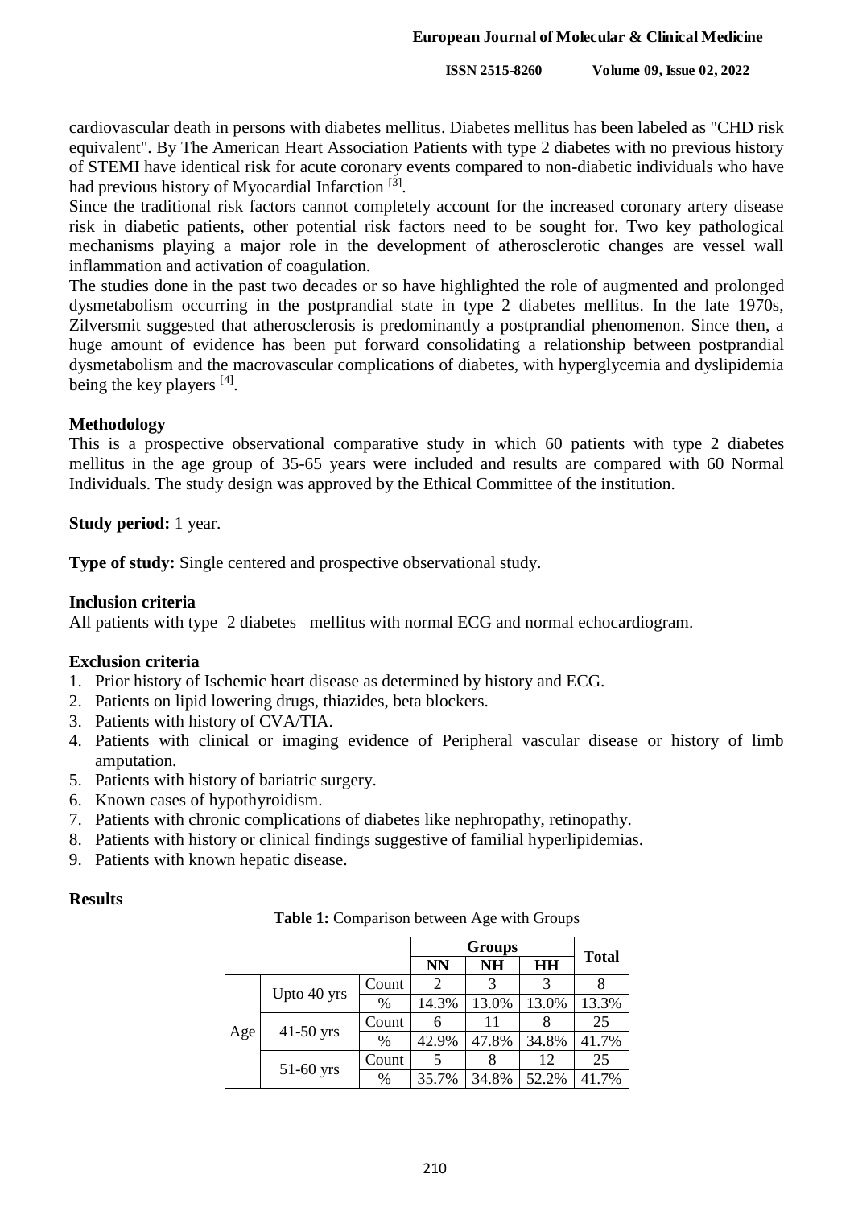cardiovascular death in persons with diabetes mellitus. Diabetes mellitus has been labeled as "CHD risk equivalent". By The American Heart Association Patients with type 2 diabetes with no previous history of STEMI have identical risk for acute coronary events compared to non-diabetic individuals who have had previous history of Myocardial Infarction [3].

Since the traditional risk factors cannot completely account for the increased coronary artery disease risk in diabetic patients, other potential risk factors need to be sought for. Two key pathological mechanisms playing a major role in the development of atherosclerotic changes are vessel wall inflammation and activation of coagulation.

The studies done in the past two decades or so have highlighted the role of augmented and prolonged dysmetabolism occurring in the postprandial state in type 2 diabetes mellitus. In the late 1970s, Zilversmit suggested that atherosclerosis is predominantly a postprandial phenomenon. Since then, a huge amount of evidence has been put forward consolidating a relationship between postprandial dysmetabolism and the macrovascular complications of diabetes, with hyperglycemia and dyslipidemia being the key players [4].

## Methodology

This is a prospective observational comparative study in which 60 patients with type 2 diabetes mellitus in the age group of 35-65 years were included and results are compared with 60 Normal Individuals. The study design was approved by the Ethical Committee of the institution.

**Study period:** 1 year.

**Type of study:** Single centered and prospective observational study.

## Inclusion criteria

All patients with type 2 diabetes mellitus with normal ECG and normal echocardiogram.

## Exclusion criteria

1. Prior history of Ischemic heart disease as determined by history and ECG.
2. Patients on lipid lowering drugs, thiazides, beta blockers.
3. Patients with history of CVA/TIA.
4. Patients with clinical or imaging evidence of Peripheral vascular disease or history of limb amputation.
5. Patients with history of bariatric surgery.
6. Known cases of hypothyroidism.
7. Patients with chronic complications of diabetes like nephropathy, retinopathy.
8. Patients with history or clinical findings suggestive of familial hyperlipidemias.
9. Patients with known hepatic disease.

## Results

**Table 1:** Comparison between Age with Groups

| | | | Groups | | | Total |
|---|---|---|---|---|---|---|
| | | | **NN** | **NH** | **HH** | |
| Age | Upto 40 yrs | Count | 2 | 3 | 3 | 8 |
| | | % | 14.3% | 13.0% | 13.0% | 13.3% |
| | 41-50 yrs | Count | 6 | 11 | 8 | 25 |
| | | % | 42.9% | 47.8% | 34.8% | 41.7% |
| | 51-60 yrs | Count | 5 | 8 | 12 | 25 |
| | | % | 35.7% | 34.8% | 52.2% | 41.7% |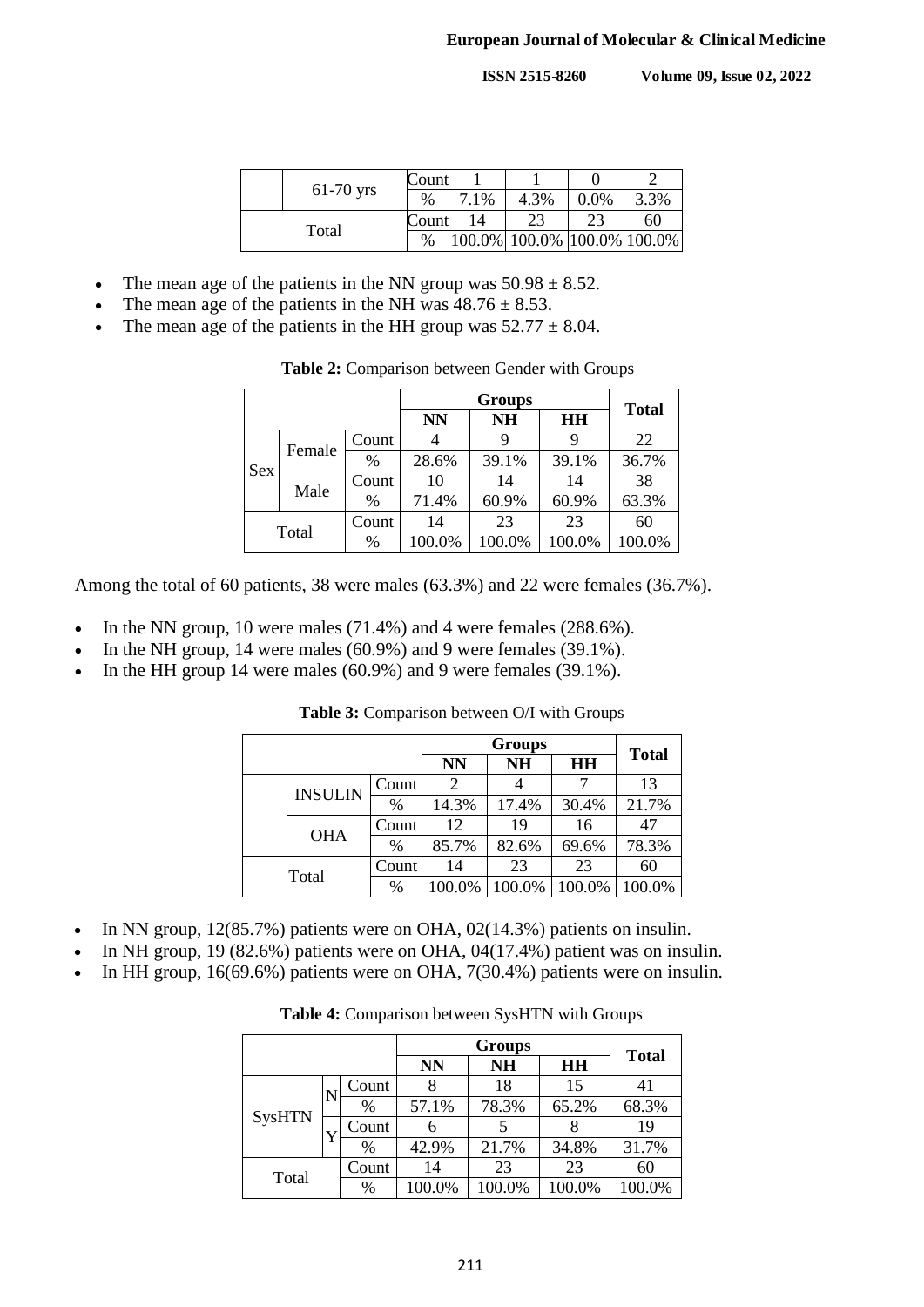| | | | | | | |
|---|---|---|---|---|---|---|
| | 61-70 yrs | Count | 1 | 1 | 0 | 2 |
| | | % | 7.1% | 4.3% | 0.0% | 3.3% |
| Total | | Count | 14 | 23 | 23 | 60 |
| | | % | 100.0% | 100.0% | 100.0% | 100.0% |

- The mean age of the patients in the NN group was $50.98 \pm 8.52$.
- The mean age of the patients in the NH was $48.76 \pm 8.53$.
- The mean age of the patients in the HH group was $52.77 \pm 8.04$.

**Table 2:** Comparison between Gender with Groups

| | | | Groups | | | Total |
|---|---|---|---|---|---|---|
| | | | NN | NH | HH | |
| Sex | Female | Count | 4 | 9 | 9 | 22 |
| | | % | 28.6% | 39.1% | 39.1% | 36.7% |
| | Male | Count | 10 | 14 | 14 | 38 |
| | | % | 71.4% | 60.9% | 60.9% | 63.3% |
| Total | | Count | 14 | 23 | 23 | 60 |
| | | % | 100.0% | 100.0% | 100.0% | 100.0% |

Among the total of 60 patients, 38 were males (63.3%) and 22 were females (36.7%).

- In the NN group, 10 were males (71.4%) and 4 were females (288.6%).
- In the NH group, 14 were males (60.9%) and 9 were females (39.1%).
- In the HH group 14 were males (60.9%) and 9 were females (39.1%).

**Table 3:** Comparison between O/I with Groups

| | | | Groups | | | Total |
|---|---|---|---|---|---|---|
| | | | NN | NH | HH | |
| | INSULIN | Count | 2 | 4 | 7 | 13 |
| | | % | 14.3% | 17.4% | 30.4% | 21.7% |
| | OHA | Count | 12 | 19 | 16 | 47 |
| | | % | 85.7% | 82.6% | 69.6% | 78.3% |
| Total | | Count | 14 | 23 | 23 | 60 |
| | | % | 100.0% | 100.0% | 100.0% | 100.0% |

- In NN group, 12(85.7%) patients were on OHA, 02(14.3%) patients on insulin.
- In NH group, 19 (82.6%) patients were on OHA, 04(17.4%) patient was on insulin.
- In HH group, 16(69.6%) patients were on OHA, 7(30.4%) patients were on insulin.

**Table 4:** Comparison between SysHTN with Groups

| | | | Groups | | | Total |
|---|---|---|---|---|---|---|
| | | | NN | NH | HH | |
| SysHTN | N | Count | 8 | 18 | 15 | 41 |
| | | % | 57.1% | 78.3% | 65.2% | 68.3% |
| | Y | Count | 6 | 5 | 8 | 19 |
| | | % | 42.9% | 21.7% | 34.8% | 31.7% |
| Total | | Count | 14 | 23 | 23 | 60 |
| | | % | 100.0% | 100.0% | 100.0% | 100.0% |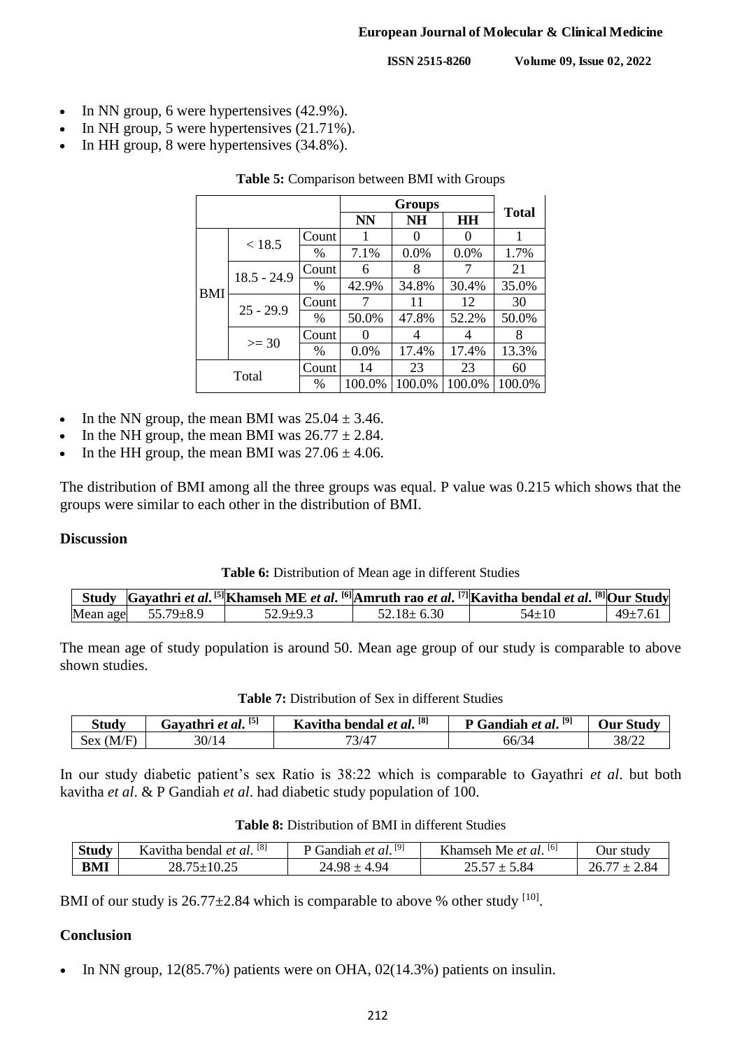- In NN group, 6 were hypertensives (42.9%).
- In NH group, 5 were hypertensives (21.71%).
- In HH group, 8 were hypertensives (34.8%).

**Table 5:** Comparison between BMI with Groups

| | | | Groups | | | Total |
|---|---|---|---|---|---|---|
| | | | NN | NH | HH | |
| BMI | < 18.5 | Count | 1 | 0 | 0 | 1 |
| | | % | 7.1% | 0.0% | 0.0% | 1.7% |
| | 18.5 - 24.9 | Count | 6 | 8 | 7 | 21 |
| | | % | 42.9% | 34.8% | 30.4% | 35.0% |
| | 25 - 29.9 | Count | 7 | 11 | 12 | 30 |
| | | % | 50.0% | 47.8% | 52.2% | 50.0% |
| | >= 30 | Count | 0 | 4 | 4 | 8 |
| | | % | 0.0% | 17.4% | 17.4% | 13.3% |
| Total | | Count | 14 | 23 | 23 | 60 |
| | | % | 100.0% | 100.0% | 100.0% | 100.0% |

- In the NN group, the mean BMI was 25.04 ± 3.46.
- In the NH group, the mean BMI was 26.77 ± 2.84.
- In the HH group, the mean BMI was 27.06 ± 4.06.

The distribution of BMI among all the three groups was equal. P value was 0.215 which shows that the groups were similar to each other in the distribution of BMI.

## Discussion

**Table 6:** Distribution of Mean age in different Studies

| Study | Gayathri *et al*. [5] | Khamseh ME *et al*. [6] | Amruth rao *et al*. [7] | Kavitha bendal *et al*. [8] | Our Study |
|---|---|---|---|---|---|
| Mean age | 55.79±8.9 | 52.9±9.3 | 52.18± 6.30 | 54±10 | 49±7.61 |

The mean age of study population is around 50. Mean age group of our study is comparable to above shown studies.

**Table 7:** Distribution of Sex in different Studies

| Study | Gayathri *et al*. [5] | Kavitha bendal *et al*. [8] | P Gandiah *et al*. [9] | Our Study |
|---|---|---|---|---|
| Sex (M/F) | 30/14 | 73/47 | 66/34 | 38/22 |

In our study diabetic patient's sex Ratio is 38:22 which is comparable to Gayathri *et al*. but both kavitha *et al*. & P Gandiah *et al*. had diabetic study population of 100.

**Table 8:** Distribution of BMI in different Studies

| Study | Kavitha bendal *et al*. [8] | P Gandiah *et al*. [9] | Khamseh Me *et al*. [6] | Our study |
|---|---|---|---|---|
| BMI | 28.75±10.25 | 24.98 ± 4.94 | 25.57 ± 5.84 | 26.77 ± 2.84 |

BMI of our study is 26.77±2.84 which is comparable to above % other study [10].

## Conclusion

- In NN group, 12(85.7%) patients were on OHA, 02(14.3%) patients on insulin.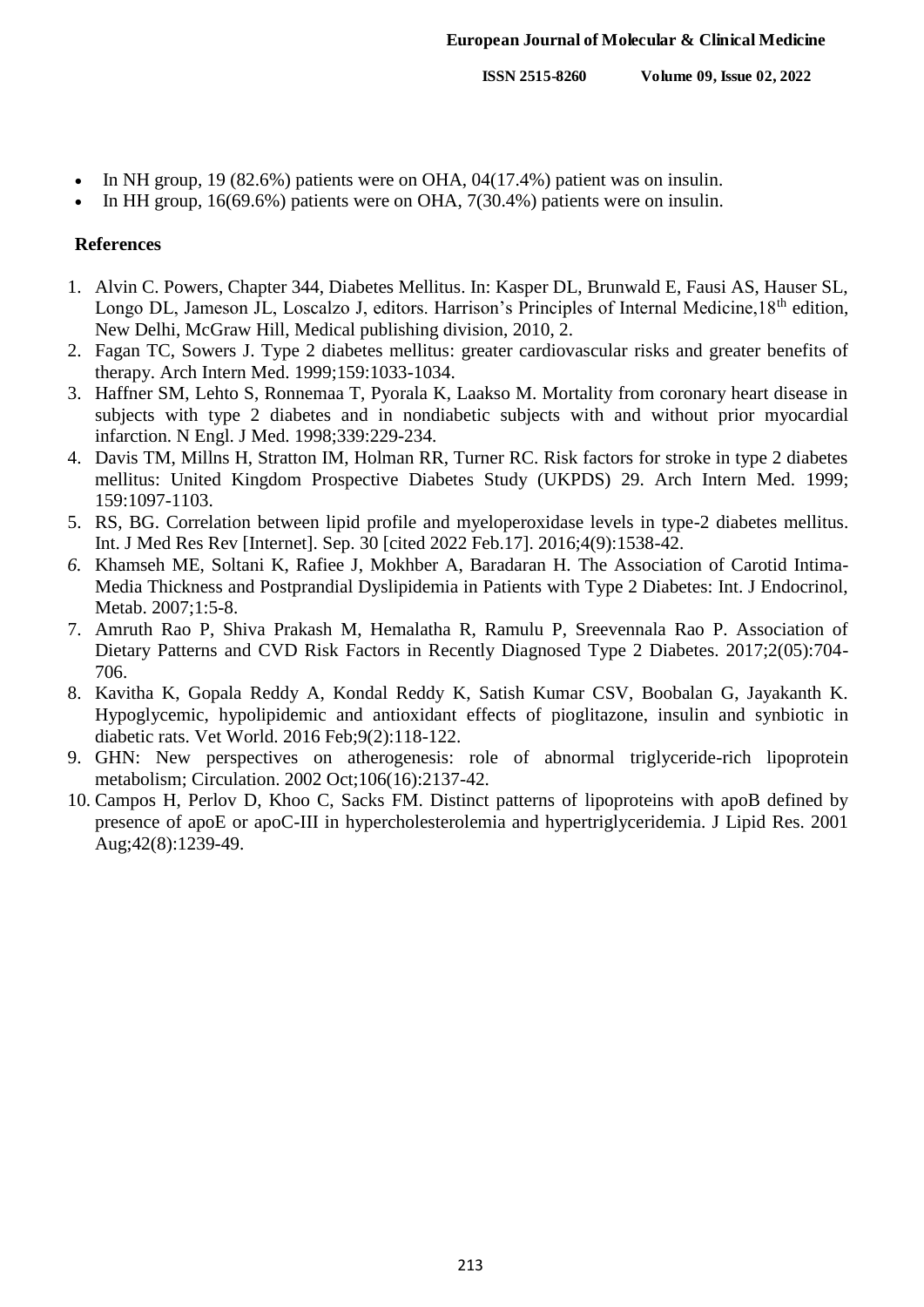- In NH group, 19 (82.6%) patients were on OHA, 04(17.4%) patient was on insulin.
- In HH group, 16(69.6%) patients were on OHA, 7(30.4%) patients were on insulin.

## References

1. Alvin C. Powers, Chapter 344, Diabetes Mellitus. In: Kasper DL, Brunwald E, Fausi AS, Hauser SL, Longo DL, Jameson JL, Loscalzo J, editors. Harrison's Principles of Internal Medicine,18th edition, New Delhi, McGraw Hill, Medical publishing division, 2010, 2.
2. Fagan TC, Sowers J. Type 2 diabetes mellitus: greater cardiovascular risks and greater benefits of therapy. Arch Intern Med. 1999;159:1033-1034.
3. Haffner SM, Lehto S, Ronnemaa T, Pyorala K, Laakso M. Mortality from coronary heart disease in subjects with type 2 diabetes and in nondiabetic subjects with and without prior myocardial infarction. N Engl. J Med. 1998;339:229-234.
4. Davis TM, Millns H, Stratton IM, Holman RR, Turner RC. Risk factors for stroke in type 2 diabetes mellitus: United Kingdom Prospective Diabetes Study (UKPDS) 29. Arch Intern Med. 1999; 159:1097-1103.
5. RS, BG. Correlation between lipid profile and myeloperoxidase levels in type-2 diabetes mellitus. Int. J Med Res Rev [Internet]. Sep. 30 [cited 2022 Feb.17]. 2016;4(9):1538-42.
6. Khamseh ME, Soltani K, Rafiee J, Mokhber A, Baradaran H. The Association of Carotid Intima-Media Thickness and Postprandial Dyslipidemia in Patients with Type 2 Diabetes: Int. J Endocrinol, Metab. 2007;1:5-8.
7. Amruth Rao P, Shiva Prakash M, Hemalatha R, Ramulu P, Sreevennala Rao P. Association of Dietary Patterns and CVD Risk Factors in Recently Diagnosed Type 2 Diabetes. 2017;2(05):704-706.
8. Kavitha K, Gopala Reddy A, Kondal Reddy K, Satish Kumar CSV, Boobalan G, Jayakanth K. Hypoglycemic, hypolipidemic and antioxidant effects of pioglitazone, insulin and synbiotic in diabetic rats. Vet World. 2016 Feb;9(2):118-122.
9. GHN: New perspectives on atherogenesis: role of abnormal triglyceride-rich lipoprotein metabolism; Circulation. 2002 Oct;106(16):2137-42.
10. Campos H, Perlov D, Khoo C, Sacks FM. Distinct patterns of lipoproteins with apoB defined by presence of apoE or apoC-III in hypercholesterolemia and hypertriglyceridemia. J Lipid Res. 2001 Aug;42(8):1239-49.